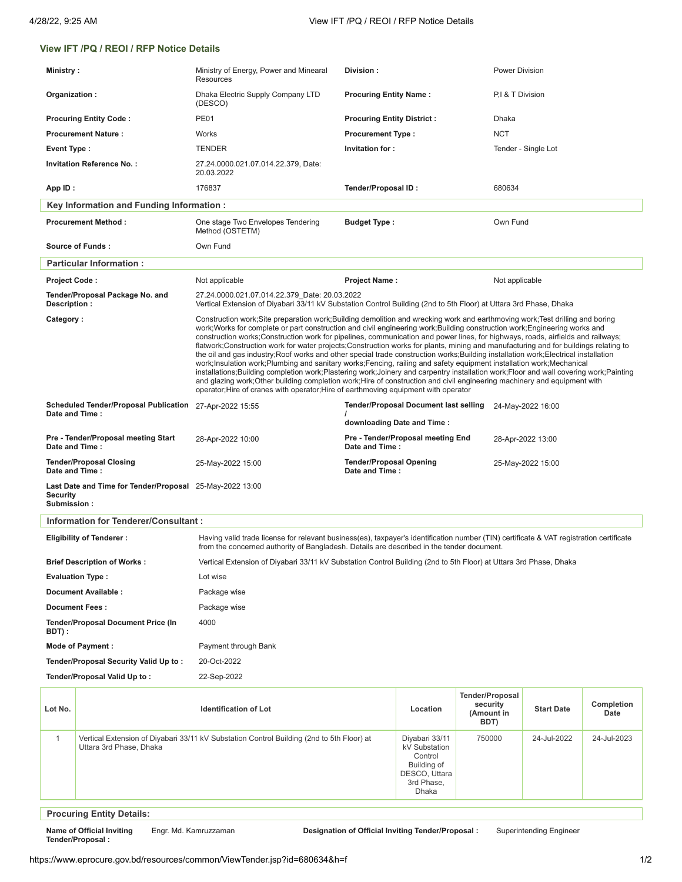## View IFT /PQ / REOI / RFP Notice Details

| | | | |
|---|---|---|---|
| **Ministry :** | Ministry of Energy, Power and Minearal Resources | **Division :** | Power Division |
| **Organization :** | Dhaka Electric Supply Company LTD (DESCO) | **Procuring Entity Name :** | P,I & T Division |
| **Procuring Entity Code :** | PE01 | **Procuring Entity District :** | Dhaka |
| **Procurement Nature :** | Works | **Procurement Type :** | NCT |
| **Event Type :** | TENDER | **Invitation for :** | Tender - Single Lot |
| **Invitation Reference No. :** | 27.24.0000.021.07.014.22.379, Date: 20.03.2022 | | |
| **App ID :** | 176837 | **Tender/Proposal ID :** | 680634 |

### Key Information and Funding Information :

| | | | |
|---|---|---|---|
| **Procurement Method :** | One stage Two Envelopes Tendering Method (OSTETM) | **Budget Type :** | Own Fund |
| **Source of Funds :** | Own Fund | | |

### Particular Information :

| | | | |
|---|---|---|---|
| **Project Code :** | Not applicable | **Project Name :** | Not applicable |
| **Tender/Proposal Package No. and Description :** | 27.24.0000.021.07.014.22.379_Date: 20.03.2022<br>Vertical Extension of Diyabari 33/11 kV Substation Control Building (2nd to 5th Floor) at Uttara 3rd Phase, Dhaka | | |
| **Category :** | Construction work;Site preparation work;Building demolition and wrecking work and earthmoving work;Test drilling and boring work;Works for complete or part construction and civil engineering work;Building construction work;Engineering works and construction works;Construction work for pipelines, communication and power lines, for highways, roads, airfields and railways; flatwork;Construction work for water projects;Construction works for plants, mining and manufacturing and for buildings relating to the oil and gas industry;Roof works and other special trade construction works;Building installation work;Electrical installation work;Insulation work;Plumbing and sanitary works;Fencing, railing and safety equipment installation work;Mechanical installations;Building completion work;Plastering work;Joinery and carpentry installation work;Floor and wall covering work;Painting and glazing work;Other building completion work;Hire of construction and civil engineering machinery and equipment with operator;Hire of cranes with operator;Hire of earthmoving equipment with operator | | |
| **Scheduled Tender/Proposal Publication Date and Time :** | 27-Apr-2022 15:55 | **Tender/Proposal Document last selling / downloading Date and Time :** | 24-May-2022 16:00 |
| **Pre - Tender/Proposal meeting Start Date and Time :** | 28-Apr-2022 10:00 | **Pre - Tender/Proposal meeting End Date and Time :** | 28-Apr-2022 13:00 |
| **Tender/Proposal Closing Date and Time :** | 25-May-2022 15:00 | **Tender/Proposal Opening Date and Time :** | 25-May-2022 15:00 |
| **Last Date and Time for Tender/Proposal Security Submission :** | 25-May-2022 13:00 | | |

### Information for Tenderer/Consultant :

| | |
|---|---|
| **Eligibility of Tenderer :** | Having valid trade license for relevant business(es), taxpayer's identification number (TIN) certificate & VAT registration certificate from the concerned authority of Bangladesh. Details are described in the tender document. |
| **Brief Description of Works :** | Vertical Extension of Diyabari 33/11 kV Substation Control Building (2nd to 5th Floor) at Uttara 3rd Phase, Dhaka |
| **Evaluation Type :** | Lot wise |
| **Document Available :** | Package wise |
| **Document Fees :** | Package wise |
| **Tender/Proposal Document Price (In BDT) :** | 4000 |
| **Mode of Payment :** | Payment through Bank |
| **Tender/Proposal Security Valid Up to :** | 20-Oct-2022 |
| **Tender/Proposal Valid Up to :** | 22-Sep-2022 |

| Lot No. | Identification of Lot | Location | Tender/Proposal security (Amount in BDT) | Start Date | Completion Date |
|---|---|---|---|---|---|
| 1 | Vertical Extension of Diyabari 33/11 kV Substation Control Building (2nd to 5th Floor) at Uttara 3rd Phase, Dhaka | Diyabari 33/11 kV Substation Control Building of DESCO, Uttara 3rd Phase, Dhaka | 750000 | 24-Jul-2022 | 24-Jul-2023 |

### Procuring Entity Details:

| | | | |
|---|---|---|---|
| **Name of Official Inviting Tender/Proposal :** | Engr. Md. Kamruzzaman | **Designation of Official Inviting Tender/Proposal :** | Superintending Engineer |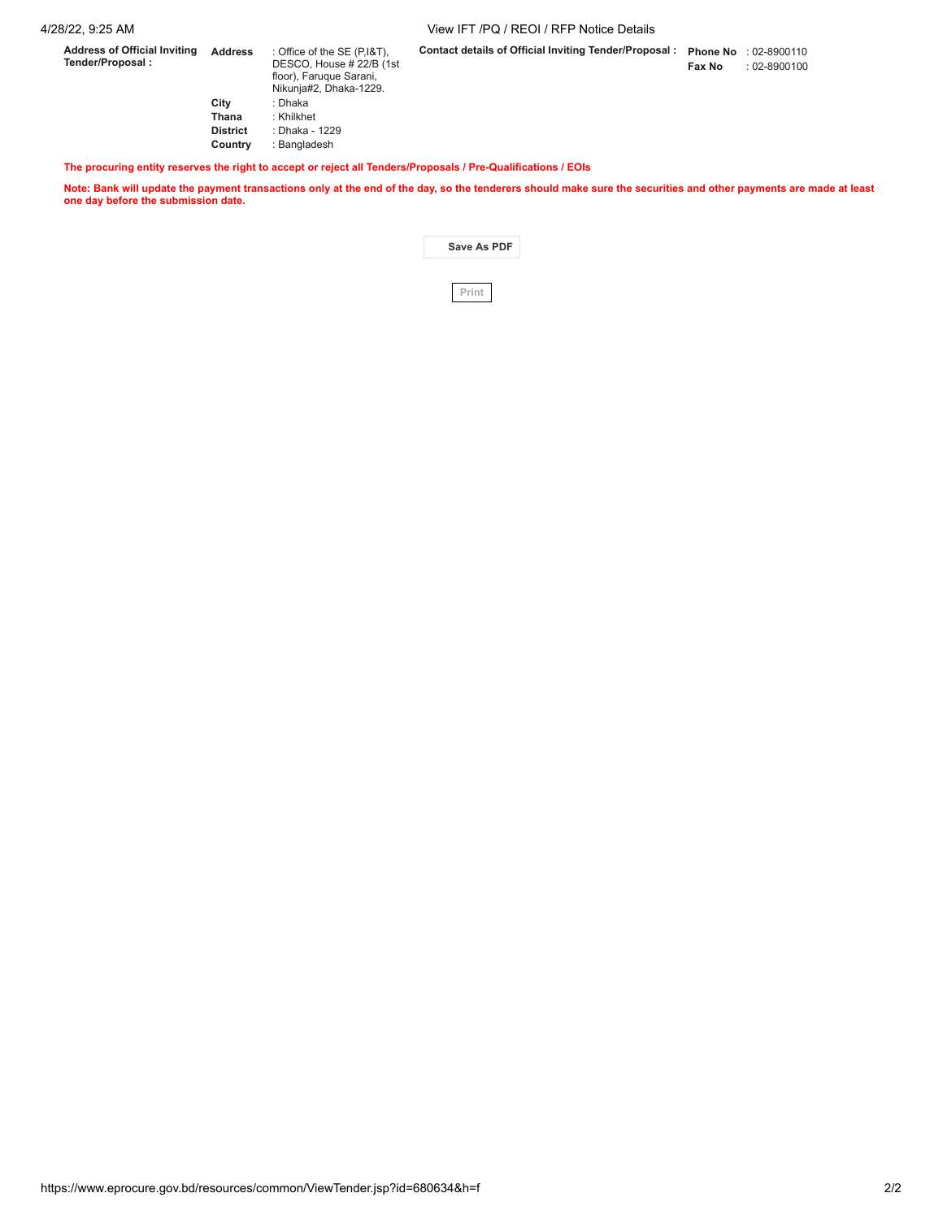| | | | | | |
|---|---|---|---|---|---|
| **Address of Official Inviting Tender/Proposal :** | **Address** | : Office of the SE (P,I&T), DESCO, House # 22/B (1st floor), Faruque Sarani, Nikunja#2, Dhaka-1229. | **Contact details of Official Inviting Tender/Proposal :** | **Phone No** | : 02-8900110 |
| | | | | **Fax No** | : 02-8900100 |
| | **City** | : Dhaka | | | |
| | **Thana** | : Khilkhet | | | |
| | **District** | : Dhaka - 1229 | | | |
| | **Country** | : Bangladesh | | | |

**The procuring entity reserves the right to accept or reject all Tenders/Proposals / Pre-Qualifications / EOIs**

**Note: Bank will update the payment transactions only at the end of the day, so the tenderers should make sure the securities and other payments are made at least one day before the submission date.**

Save As PDF

Print